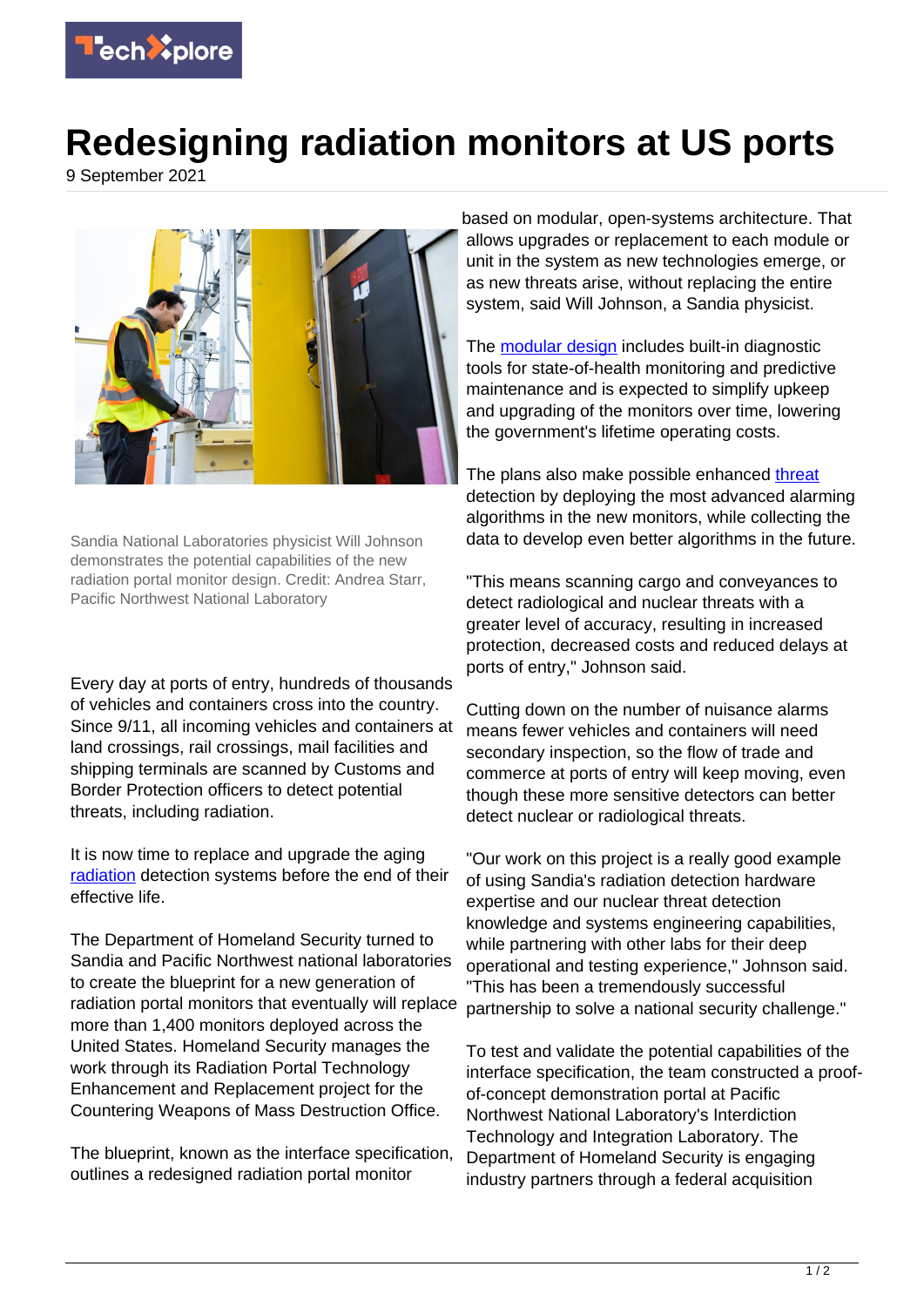# Redesigning radiation monitors at US ports

9 September 2021

Sandia National Laboratories physicist Will Johnson demonstrates the potential capabilities of the new radiation portal monitor design. Credit: Andrea Starr, Pacific Northwest National Laboratory

Every day at ports of entry, hundreds of thousands of vehicles and containers cross into the country. Since 9/11, all incoming vehicles and containers at land crossings, rail crossings, mail facilities and shipping terminals are scanned by Customs and Border Protection officers to detect potential threats, including radiation.

It is now time to replace and upgrade the aging radiation detection systems before the end of their effective life.

The Department of Homeland Security turned to Sandia and Pacific Northwest national laboratories to create the blueprint for a new generation of radiation portal monitors that eventually will replace more than 1,400 monitors deployed across the United States. Homeland Security manages the work through its Radiation Portal Technology Enhancement and Replacement project for the Countering Weapons of Mass Destruction Office.

The blueprint, known as the interface specification, outlines a redesigned radiation portal monitor based on modular, open-systems architecture. That allows upgrades or replacement to each module or unit in the system as new technologies emerge, or as new threats arise, without replacing the entire system, said Will Johnson, a Sandia physicist.

The modular design includes built-in diagnostic tools for state-of-health monitoring and predictive maintenance and is expected to simplify upkeep and upgrading of the monitors over time, lowering the government's lifetime operating costs.

The plans also make possible enhanced threat detection by deploying the most advanced alarming algorithms in the new monitors, while collecting the data to develop even better algorithms in the future.

"This means scanning cargo and conveyances to detect radiological and nuclear threats with a greater level of accuracy, resulting in increased protection, decreased costs and reduced delays at ports of entry," Johnson said.

Cutting down on the number of nuisance alarms means fewer vehicles and containers will need secondary inspection, so the flow of trade and commerce at ports of entry will keep moving, even though these more sensitive detectors can better detect nuclear or radiological threats.

"Our work on this project is a really good example of using Sandia's radiation detection hardware expertise and our nuclear threat detection knowledge and systems engineering capabilities, while partnering with other labs for their deep operational and testing experience," Johnson said. "This has been a tremendously successful partnership to solve a national security challenge."

To test and validate the potential capabilities of the interface specification, the team constructed a proof-of-concept demonstration portal at Pacific Northwest National Laboratory's Interdiction Technology and Integration Laboratory. The Department of Homeland Security is engaging industry partners through a federal acquisition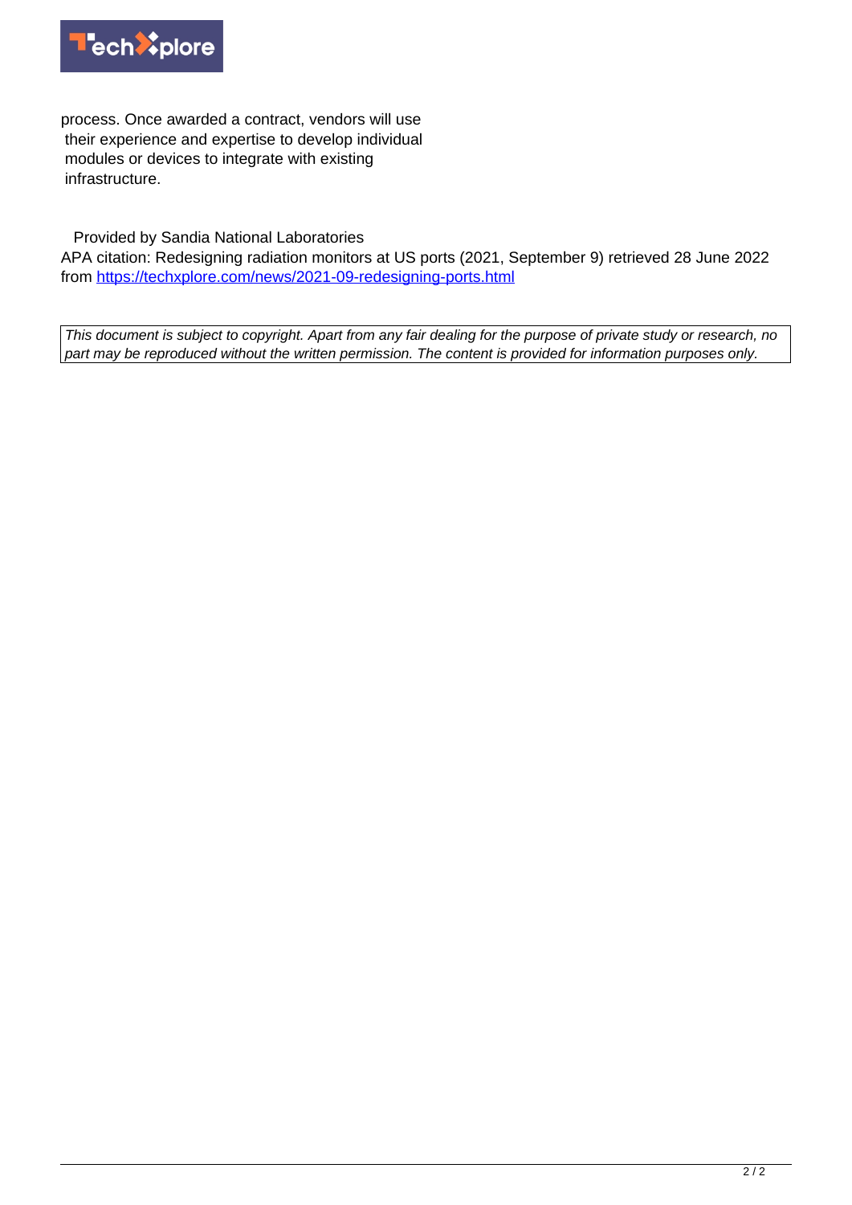process. Once awarded a contract, vendors will use their experience and expertise to develop individual modules or devices to integrate with existing infrastructure.

Provided by Sandia National Laboratories

APA citation: Redesigning radiation monitors at US ports (2021, September 9) retrieved 28 June 2022 from https://techxplore.com/news/2021-09-redesigning-ports.html

*This document is subject to copyright. Apart from any fair dealing for the purpose of private study or research, no part may be reproduced without the written permission. The content is provided for information purposes only.*